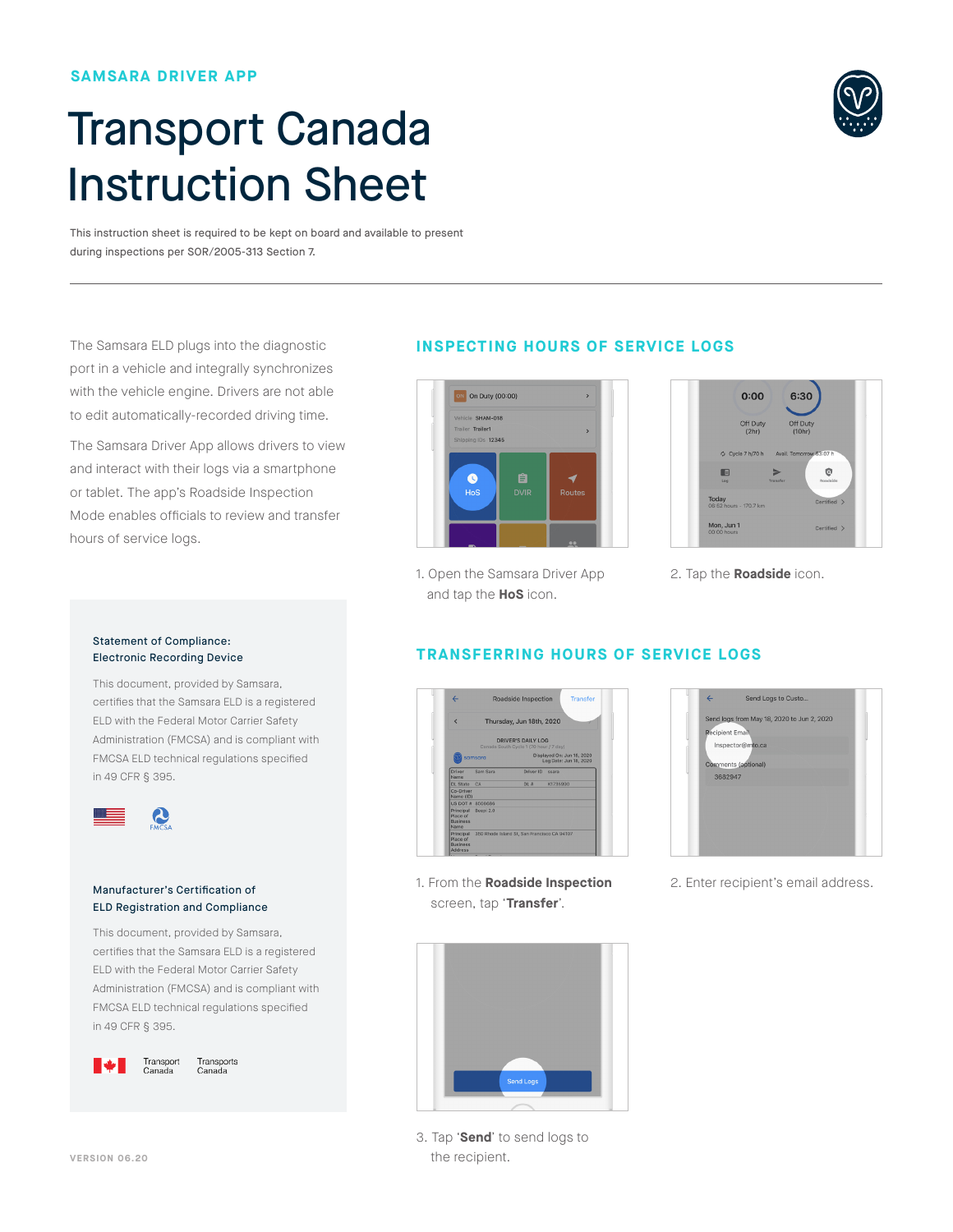SAMSARA DRIVER APP

# Transport Canada Instruction Sheet

This instruction sheet is required to be kept on board and available to present during inspections per SOR/2005-313 Section 7.

---

The Samsara ELD plugs into the diagnostic port in a vehicle and integrally synchronizes with the vehicle engine. Drivers are not able to edit automatically-recorded driving time.

The Samsara Driver App allows drivers to view and interact with their logs via a smartphone or tablet. The app's Roadside Inspection Mode enables officials to review and transfer hours of service logs.

### Statement of Compliance: Electronic Recording Device

This document, provided by Samsara, certifies that the Samsara ELD is a registered ELD with the Federal Motor Carrier Safety Administration (FMCSA) and is compliant with FMCSA ELD technical regulations specified in 49 CFR § 395.

### Manufacturer's Certification of ELD Registration and Compliance

This document, provided by Samsara, certifies that the Samsara ELD is a registered ELD with the Federal Motor Carrier Safety Administration (FMCSA) and is compliant with FMCSA ELD technical regulations specified in 49 CFR § 395.

Transport Canada / Transports Canada

## INSPECTING HOURS OF SERVICE LOGS

1. Open the Samsara Driver App and tap the **HoS** icon.
2. Tap the **Roadside** icon.

## TRANSFERRING HOURS OF SERVICE LOGS

1. From the **Roadside Inspection** screen, tap '**Transfer**'.
2. Enter recipient's email address.
3. Tap '**Send**' to send logs to the recipient.

VERSION 06.20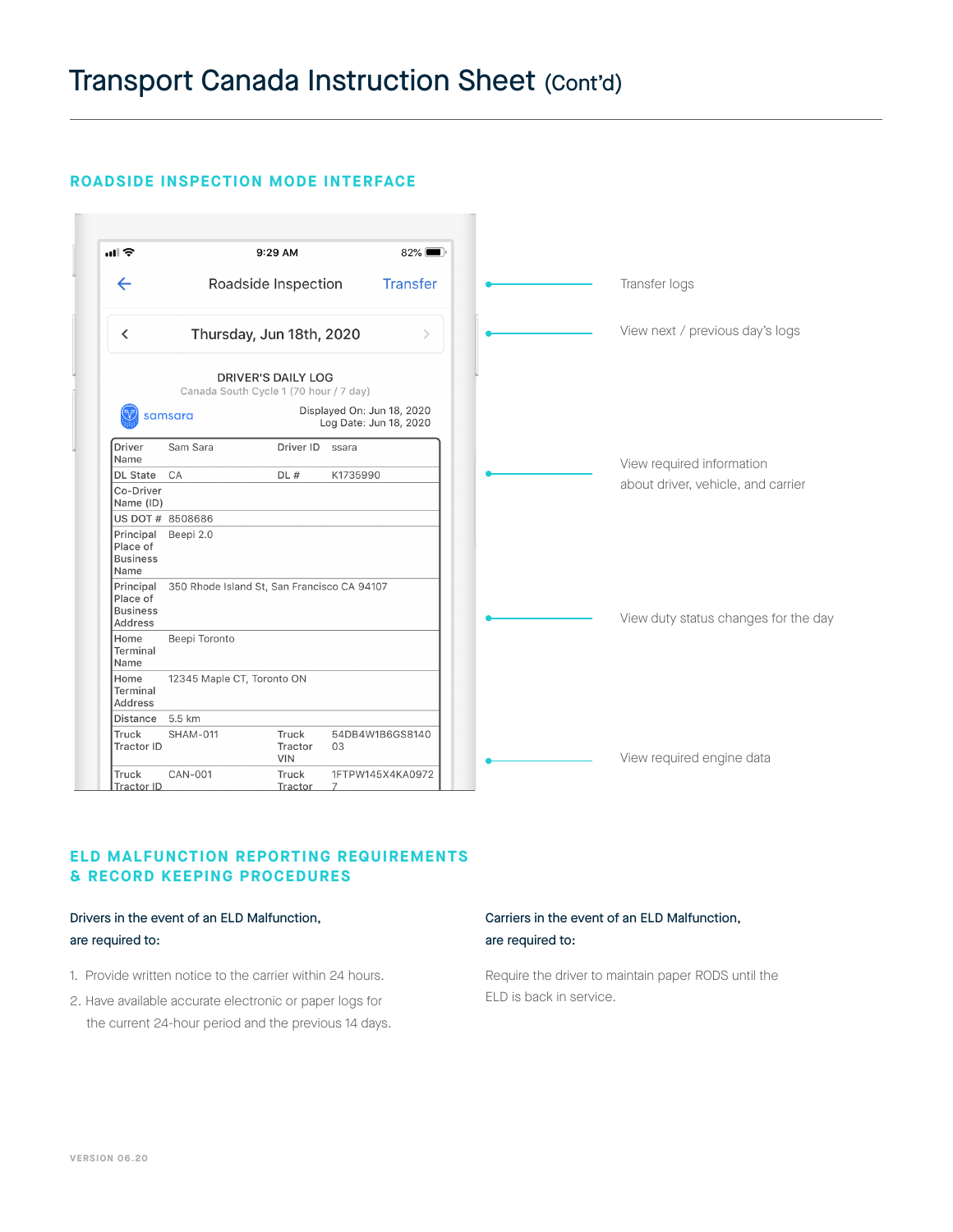# Transport Canada Instruction Sheet (Cont'd)

## ROADSIDE INSPECTION MODE INTERFACE

9:29 AM 82%

Roadside Inspection Transfer

Thursday, Jun 18th, 2020

DRIVER'S DAILY LOG

Canada South Cycle 1 (70 hour / 7 day)

samsara

Displayed On: Jun 18, 2020
Log Date: Jun 18, 2020

| | | | |
|---|---|---|---|
| Driver Name | Sam Sara | Driver ID | ssara |
| DL State | CA | DL # | K1735990 |
| Co-Driver Name (ID) | | | |
| US DOT # | 8508686 | | |
| Principal Place of Business Name | Beepi 2.0 | | |
| Principal Place of Business Address | 350 Rhode Island St, San Francisco CA 94107 | | |
| Home Terminal Name | Beepi Toronto | | |
| Home Terminal Address | 12345 Maple CT, Toronto ON | | |
| Distance | 5.5 km | | |
| Truck Tractor ID | SHAM-011 | Truck Tractor VIN | 54DB4W1B6GS814003 |
| Truck Tractor ID | CAN-001 | Truck Tractor | 1FTPW145X4KA09727 |

- Transfer logs
- View next / previous day's logs
- View required information about driver, vehicle, and carrier
- View duty status changes for the day
- View required engine data

## ELD MALFUNCTION REPORTING REQUIREMENTS & RECORD KEEPING PROCEDURES

Drivers in the event of an ELD Malfunction, are required to:

1. Provide written notice to the carrier within 24 hours.
2. Have available accurate electronic or paper logs for the current 24-hour period and the previous 14 days.

Carriers in the event of an ELD Malfunction, are required to:

Require the driver to maintain paper RODS until the ELD is back in service.

VERSION 06.20